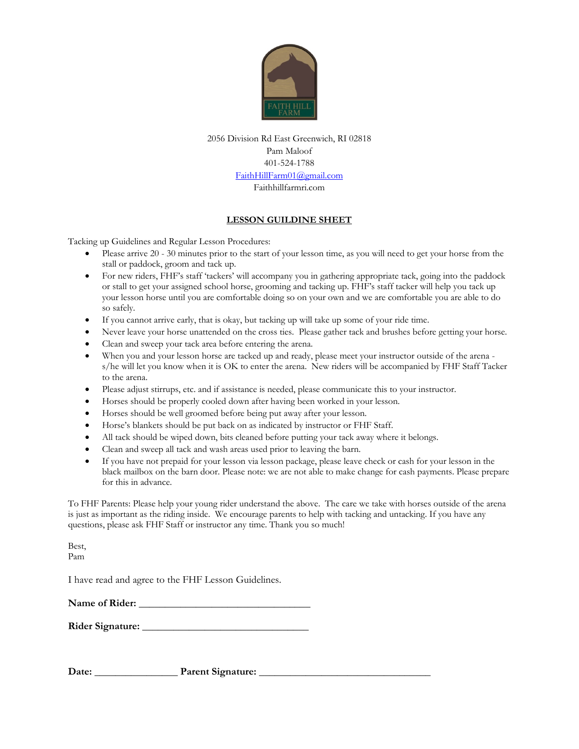FAITH HILL FARM

2056 Division Rd East Greenwich, RI 02818
Pam Maloof
401-524-1788
[FaithHillFarm01@gmail.com](mailto:FaithHillFarm01@gmail.com)
Faithhillfarmri.com

## LESSON GUILDINE SHEET

Tacking up Guidelines and Regular Lesson Procedures:

- Please arrive 20 - 30 minutes prior to the start of your lesson time, as you will need to get your horse from the stall or paddock, groom and tack up.
- For new riders, FHF's staff 'tackers' will accompany you in gathering appropriate tack, going into the paddock or stall to get your assigned school horse, grooming and tacking up. FHF's staff tacker will help you tack up your lesson horse until you are comfortable doing so on your own and we are comfortable you are able to do so safely.
- If you cannot arrive early, that is okay, but tacking up will take up some of your ride time.
- Never leave your horse unattended on the cross ties. Please gather tack and brushes before getting your horse.
- Clean and sweep your tack area before entering the arena.
- When you and your lesson horse are tacked up and ready, please meet your instructor outside of the arena - s/he will let you know when it is OK to enter the arena. New riders will be accompanied by FHF Staff Tacker to the arena.
- Please adjust stirrups, etc. and if assistance is needed, please communicate this to your instructor.
- Horses should be properly cooled down after having been worked in your lesson.
- Horses should be well groomed before being put away after your lesson.
- Horse's blankets should be put back on as indicated by instructor or FHF Staff.
- All tack should be wiped down, bits cleaned before putting your tack away where it belongs.
- Clean and sweep all tack and wash areas used prior to leaving the barn.
- If you have not prepaid for your lesson via lesson package, please leave check or cash for your lesson in the black mailbox on the barn door. Please note: we are not able to make change for cash payments. Please prepare for this in advance.

To FHF Parents: Please help your young rider understand the above. The care we take with horses outside of the arena is just as important as the riding inside. We encourage parents to help with tacking and untacking. If you have any questions, please ask FHF Staff or instructor any time. Thank you so much!

Best,
Pam

I have read and agree to the FHF Lesson Guidelines.

**Name of Rider:** ________________________________

**Rider Signature:** ________________________________

**Date:** ________________ **Parent Signature:** ________________________________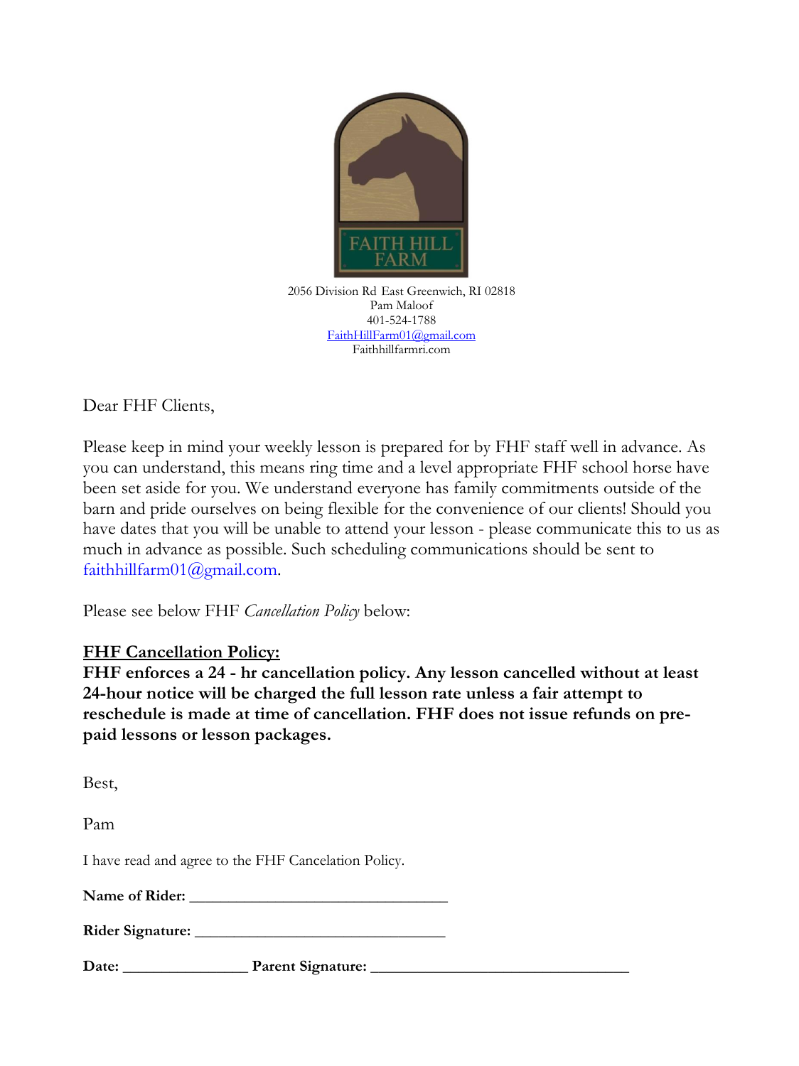FAITH HILL FARM

2056 Division Rd East Greenwich, RI 02818
Pam Maloof
401-524-1788
FaithHillFarm01@gmail.com
Faithhillfarmri.com

Dear FHF Clients,

Please keep in mind your weekly lesson is prepared for by FHF staff well in advance. As you can understand, this means ring time and a level appropriate FHF school horse have been set aside for you. We understand everyone has family commitments outside of the barn and pride ourselves on being flexible for the convenience of our clients! Should you have dates that you will be unable to attend your lesson - please communicate this to us as much in advance as possible. Such scheduling communications should be sent to faithhillfarm01@gmail.com.

Please see below FHF *Cancellation Policy* below:

**FHF Cancellation Policy:**

**FHF enforces a 24 - hr cancellation policy. Any lesson cancelled without at least 24-hour notice will be charged the full lesson rate unless a fair attempt to reschedule is made at time of cancellation. FHF does not issue refunds on pre-paid lessons or lesson packages.**

Best,

Pam

I have read and agree to the FHF Cancelation Policy.

**Name of Rider:** ________________________________

**Rider Signature:** ________________________________

**Date:** _______________ **Parent Signature:** ________________________________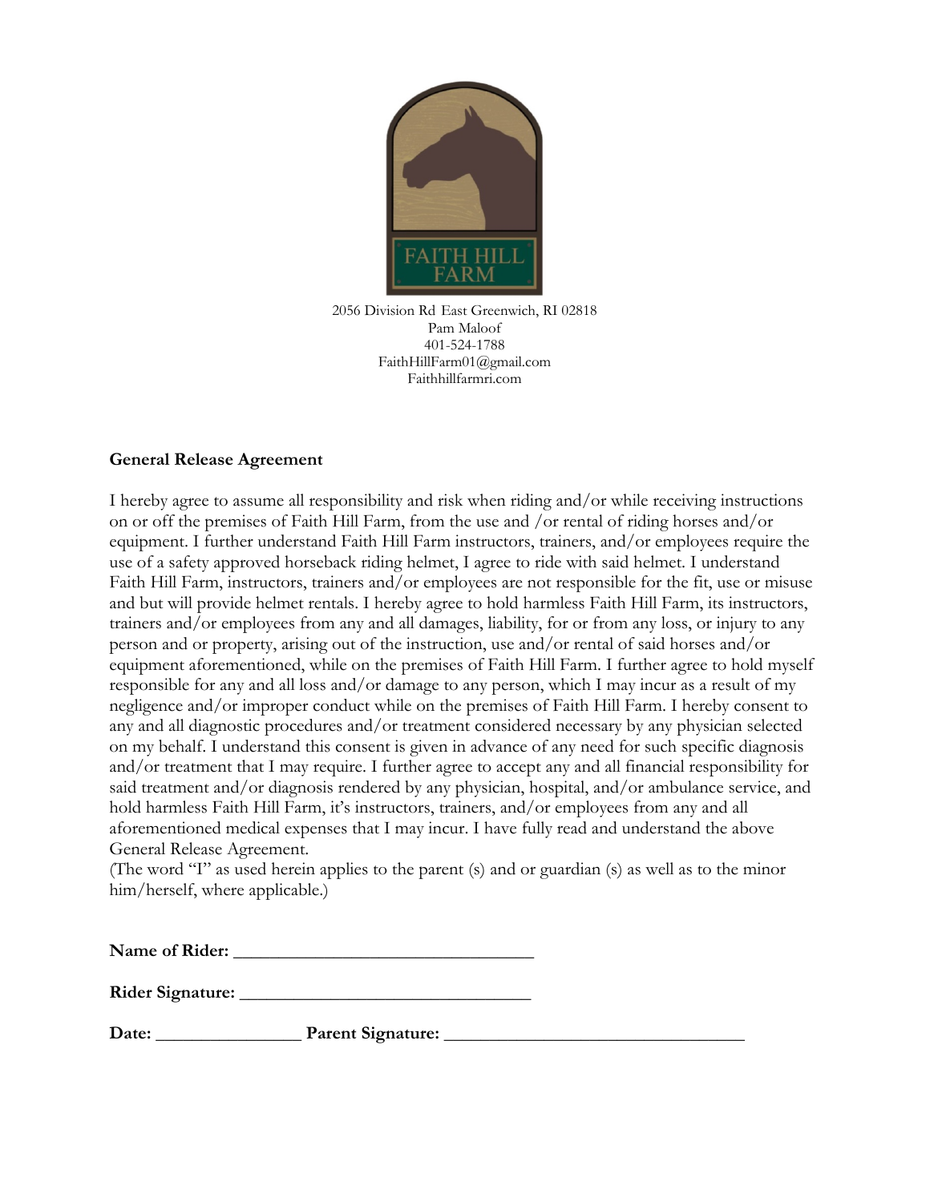FAITH HILL FARM

2056 Division Rd East Greenwich, RI 02818
Pam Maloof
401-524-1788
FaithHillFarm01@gmail.com
Faithhillfarmri.com

**General Release Agreement**

I hereby agree to assume all responsibility and risk when riding and/or while receiving instructions on or off the premises of Faith Hill Farm, from the use and /or rental of riding horses and/or equipment. I further understand Faith Hill Farm instructors, trainers, and/or employees require the use of a safety approved horseback riding helmet, I agree to ride with said helmet. I understand Faith Hill Farm, instructors, trainers and/or employees are not responsible for the fit, use or misuse and but will provide helmet rentals. I hereby agree to hold harmless Faith Hill Farm, its instructors, trainers and/or employees from any and all damages, liability, for or from any loss, or injury to any person and or property, arising out of the instruction, use and/or rental of said horses and/or equipment aforementioned, while on the premises of Faith Hill Farm. I further agree to hold myself responsible for any and all loss and/or damage to any person, which I may incur as a result of my negligence and/or improper conduct while on the premises of Faith Hill Farm. I hereby consent to any and all diagnostic procedures and/or treatment considered necessary by any physician selected on my behalf. I understand this consent is given in advance of any need for such specific diagnosis and/or treatment that I may require. I further agree to accept any and all financial responsibility for said treatment and/or diagnosis rendered by any physician, hospital, and/or ambulance service, and hold harmless Faith Hill Farm, it's instructors, trainers, and/or employees from any and all aforementioned medical expenses that I may incur. I have fully read and understand the above General Release Agreement.
(The word "I" as used herein applies to the parent (s) and or guardian (s) as well as to the minor him/herself, where applicable.)

**Name of Rider:** ________________________________

**Rider Signature:** ________________________________

**Date:** ________________ **Parent Signature:** ________________________________